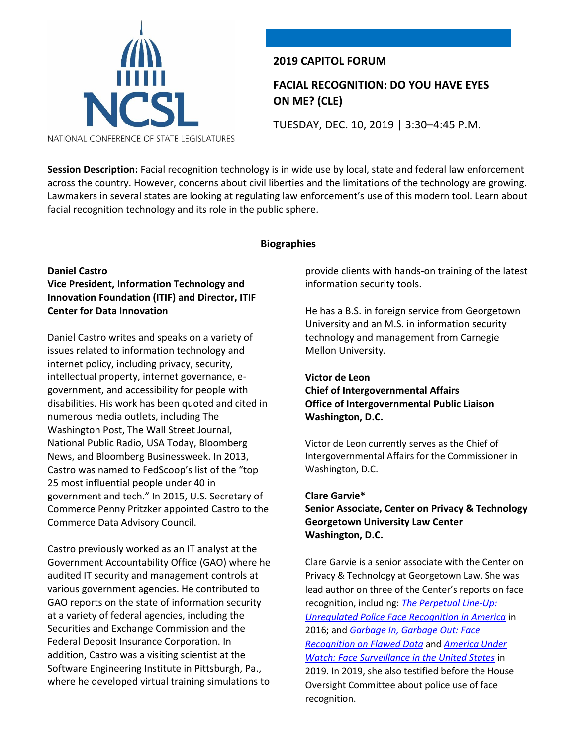NATIONAL CONFERENCE OF STATE LEGISLATURES

**2019 CAPITOL FORUM**

**FACIAL RECOGNITION: DO YOU HAVE EYES ON ME? (CLE)**

TUESDAY, DEC. 10, 2019 | 3:30–4:45 P.M.

**Session Description:** Facial recognition technology is in wide use by local, state and federal law enforcement across the country. However, concerns about civil liberties and the limitations of the technology are growing. Lawmakers in several states are looking at regulating law enforcement's use of this modern tool. Learn about facial recognition technology and its role in the public sphere.

## Biographies

**Daniel Castro**
**Vice President, Information Technology and Innovation Foundation (ITIF) and Director, ITIF Center for Data Innovation**

Daniel Castro writes and speaks on a variety of issues related to information technology and internet policy, including privacy, security, intellectual property, internet governance, e-government, and accessibility for people with disabilities. His work has been quoted and cited in numerous media outlets, including The Washington Post, The Wall Street Journal, National Public Radio, USA Today, Bloomberg News, and Bloomberg Businessweek. In 2013, Castro was named to FedScoop's list of the "top 25 most influential people under 40 in government and tech." In 2015, U.S. Secretary of Commerce Penny Pritzker appointed Castro to the Commerce Data Advisory Council.

Castro previously worked as an IT analyst at the Government Accountability Office (GAO) where he audited IT security and management controls at various government agencies. He contributed to GAO reports on the state of information security at a variety of federal agencies, including the Securities and Exchange Commission and the Federal Deposit Insurance Corporation. In addition, Castro was a visiting scientist at the Software Engineering Institute in Pittsburgh, Pa., where he developed virtual training simulations to provide clients with hands-on training of the latest information security tools.

He has a B.S. in foreign service from Georgetown University and an M.S. in information security technology and management from Carnegie Mellon University.

**Victor de Leon**
**Chief of Intergovernmental Affairs**
**Office of Intergovernmental Public Liaison**
**Washington, D.C.**

Victor de Leon currently serves as the Chief of Intergovernmental Affairs for the Commissioner in Washington, D.C.

**Clare Garvie***
**Senior Associate, Center on Privacy & Technology**
**Georgetown University Law Center**
**Washington, D.C.**

Clare Garvie is a senior associate with the Center on Privacy & Technology at Georgetown Law. She was lead author on three of the Center's reports on face recognition, including: *The Perpetual Line-Up: Unregulated Police Face Recognition in America* in 2016; and *Garbage In, Garbage Out: Face Recognition on Flawed Data* and *America Under Watch: Face Surveillance in the United States* in 2019. In 2019, she also testified before the House Oversight Committee about police use of face recognition.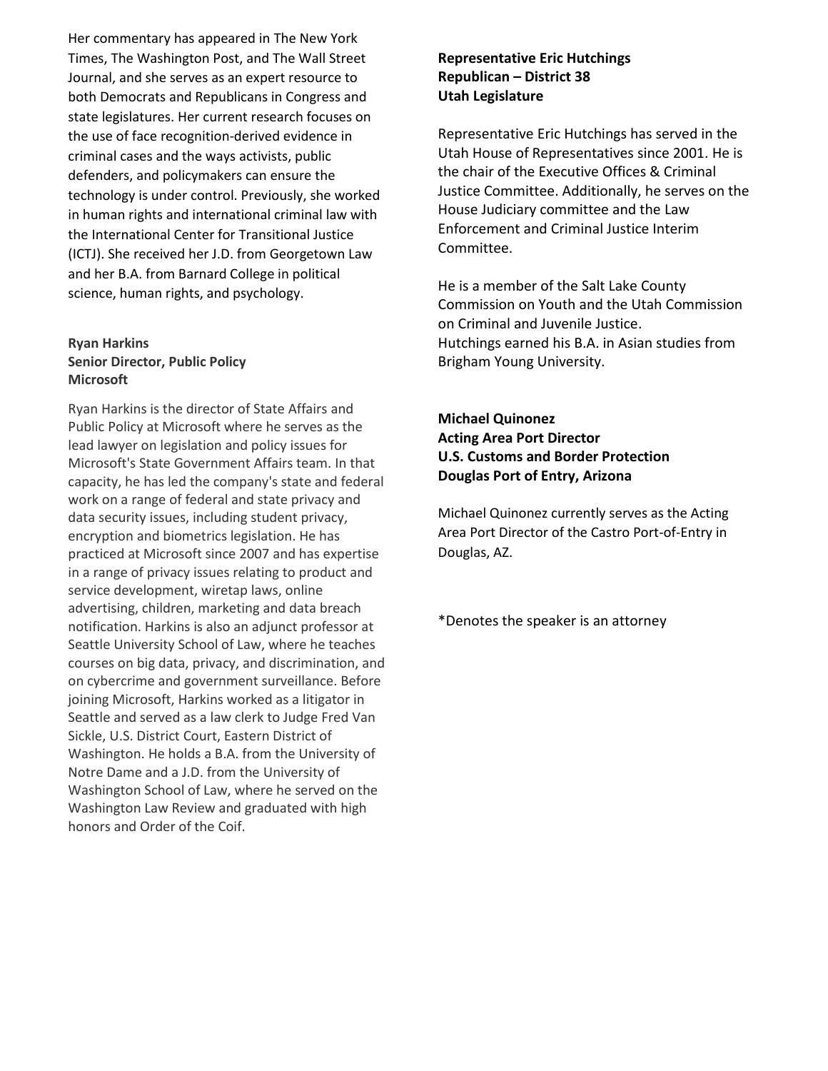Her commentary has appeared in The New York Times, The Washington Post, and The Wall Street Journal, and she serves as an expert resource to both Democrats and Republicans in Congress and state legislatures. Her current research focuses on the use of face recognition-derived evidence in criminal cases and the ways activists, public defenders, and policymakers can ensure the technology is under control. Previously, she worked in human rights and international criminal law with the International Center for Transitional Justice (ICTJ). She received her J.D. from Georgetown Law and her B.A. from Barnard College in political science, human rights, and psychology.

**Ryan Harkins**
**Senior Director, Public Policy**
**Microsoft**

Ryan Harkins is the director of State Affairs and Public Policy at Microsoft where he serves as the lead lawyer on legislation and policy issues for Microsoft's State Government Affairs team. In that capacity, he has led the company's state and federal work on a range of federal and state privacy and data security issues, including student privacy, encryption and biometrics legislation. He has practiced at Microsoft since 2007 and has expertise in a range of privacy issues relating to product and service development, wiretap laws, online advertising, children, marketing and data breach notification. Harkins is also an adjunct professor at Seattle University School of Law, where he teaches courses on big data, privacy, and discrimination, and on cybercrime and government surveillance. Before joining Microsoft, Harkins worked as a litigator in Seattle and served as a law clerk to Judge Fred Van Sickle, U.S. District Court, Eastern District of Washington. He holds a B.A. from the University of Notre Dame and a J.D. from the University of Washington School of Law, where he served on the Washington Law Review and graduated with high honors and Order of the Coif.

**Representative Eric Hutchings**
**Republican – District 38**
**Utah Legislature**

Representative Eric Hutchings has served in the Utah House of Representatives since 2001. He is the chair of the Executive Offices & Criminal Justice Committee. Additionally, he serves on the House Judiciary committee and the Law Enforcement and Criminal Justice Interim Committee.

He is a member of the Salt Lake County Commission on Youth and the Utah Commission on Criminal and Juvenile Justice.
Hutchings earned his B.A. in Asian studies from Brigham Young University.

**Michael Quinonez**
**Acting Area Port Director**
**U.S. Customs and Border Protection**
**Douglas Port of Entry, Arizona**

Michael Quinonez currently serves as the Acting Area Port Director of the Castro Port-of-Entry in Douglas, AZ.

*Denotes the speaker is an attorney